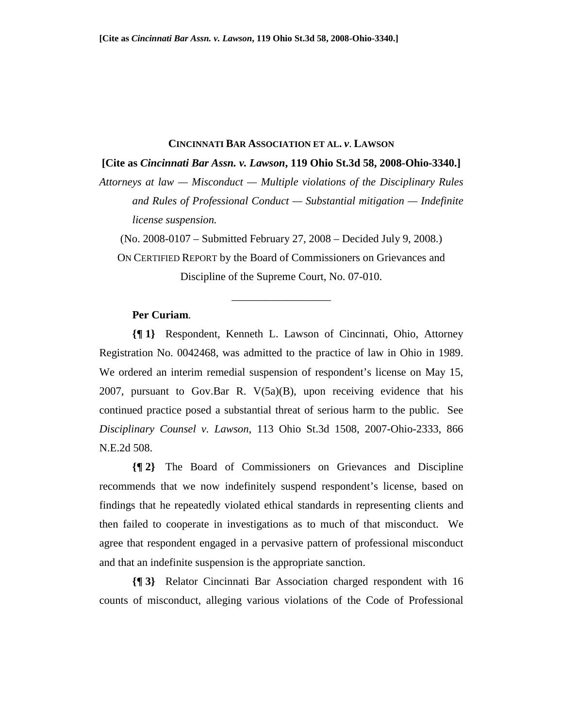**CINCINNATI BAR ASSOCIATION ET AL. *v*. LAWSON**

**[Cite as *Cincinnati Bar Assn. v. Lawson*, 119 Ohio St.3d 58, 2008-Ohio-3340.]**

*Attorneys at law — Misconduct — Multiple violations of the Disciplinary Rules and Rules of Professional Conduct — Substantial mitigation — Indefinite license suspension.*

(No. 2008-0107 – Submitted February 27, 2008 – Decided July 9, 2008.)

ON CERTIFIED REPORT by the Board of Commissioners on Grievances and Discipline of the Supreme Court, No. 07-010.

\_\_\_\_\_\_\_\_\_\_\_\_\_\_\_\_\_\_

**Per Curiam**.

**{¶ 1}** Respondent, Kenneth L. Lawson of Cincinnati, Ohio, Attorney Registration No. 0042468, was admitted to the practice of law in Ohio in 1989. We ordered an interim remedial suspension of respondent's license on May 15, 2007, pursuant to Gov.Bar R. V(5a)(B), upon receiving evidence that his continued practice posed a substantial threat of serious harm to the public. See *Disciplinary Counsel v. Lawson*, 113 Ohio St.3d 1508, 2007-Ohio-2333, 866 N.E.2d 508.

**{¶ 2}** The Board of Commissioners on Grievances and Discipline recommends that we now indefinitely suspend respondent's license, based on findings that he repeatedly violated ethical standards in representing clients and then failed to cooperate in investigations as to much of that misconduct. We agree that respondent engaged in a pervasive pattern of professional misconduct and that an indefinite suspension is the appropriate sanction.

**{¶ 3}** Relator Cincinnati Bar Association charged respondent with 16 counts of misconduct, alleging various violations of the Code of Professional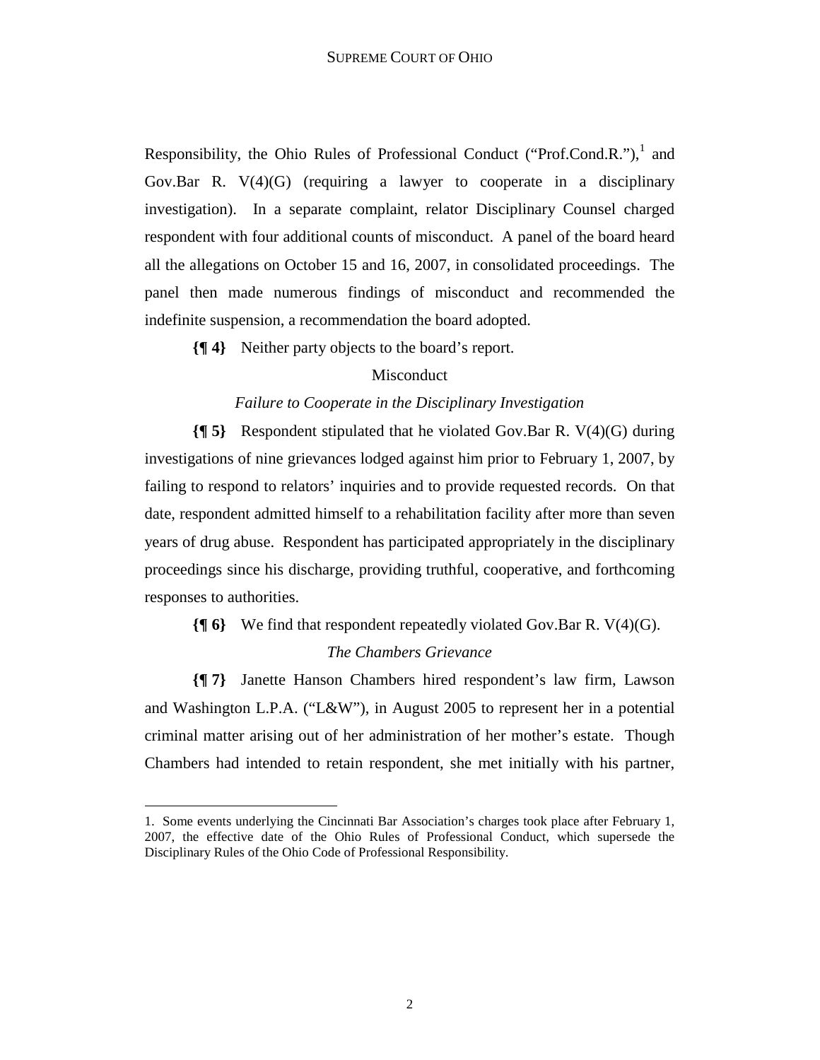Responsibility, the Ohio Rules of Professional Conduct ("Prof.Cond.R."),[1] and Gov.Bar R. V(4)(G) (requiring a lawyer to cooperate in a disciplinary investigation). In a separate complaint, relator Disciplinary Counsel charged respondent with four additional counts of misconduct. A panel of the board heard all the allegations on October 15 and 16, 2007, in consolidated proceedings. The panel then made numerous findings of misconduct and recommended the indefinite suspension, a recommendation the board adopted.

**{¶ 4}** Neither party objects to the board's report.

## Misconduct

### *Failure to Cooperate in the Disciplinary Investigation*

**{¶ 5}** Respondent stipulated that he violated Gov.Bar R. V(4)(G) during investigations of nine grievances lodged against him prior to February 1, 2007, by failing to respond to relators' inquiries and to provide requested records. On that date, respondent admitted himself to a rehabilitation facility after more than seven years of drug abuse. Respondent has participated appropriately in the disciplinary proceedings since his discharge, providing truthful, cooperative, and forthcoming responses to authorities.

**{¶ 6}** We find that respondent repeatedly violated Gov.Bar R. V(4)(G).

### *The Chambers Grievance*

**{¶ 7}** Janette Hanson Chambers hired respondent's law firm, Lawson and Washington L.P.A. ("L&W"), in August 2005 to represent her in a potential criminal matter arising out of her administration of her mother's estate. Though Chambers had intended to retain respondent, she met initially with his partner,

---

1. Some events underlying the Cincinnati Bar Association's charges took place after February 1, 2007, the effective date of the Ohio Rules of Professional Conduct, which supersede the Disciplinary Rules of the Ohio Code of Professional Responsibility.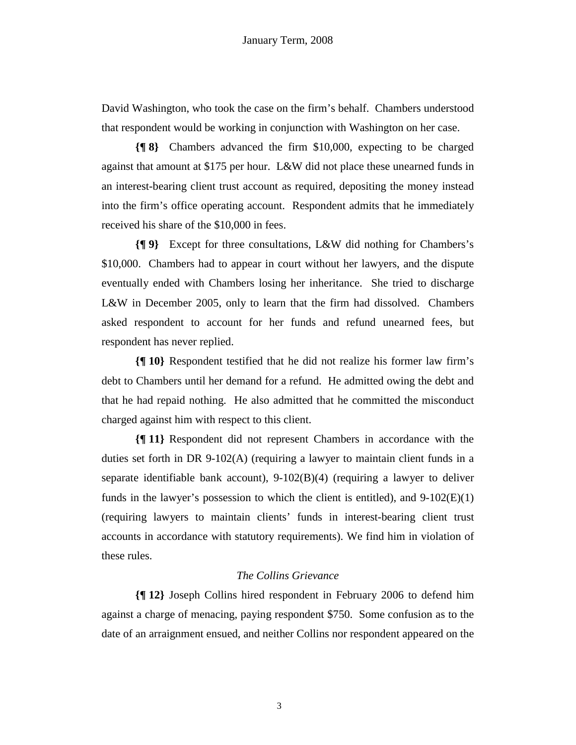David Washington, who took the case on the firm's behalf. Chambers understood that respondent would be working in conjunction with Washington on her case.

**{¶ 8}** Chambers advanced the firm $10,000, expecting to be charged against that amount at $175 per hour. L&W did not place these unearned funds in an interest-bearing client trust account as required, depositing the money instead into the firm's office operating account. Respondent admits that he immediately received his share of the $10,000 in fees.

**{¶ 9}** Except for three consultations, L&W did nothing for Chambers's $10,000. Chambers had to appear in court without her lawyers, and the dispute eventually ended with Chambers losing her inheritance. She tried to discharge L&W in December 2005, only to learn that the firm had dissolved. Chambers asked respondent to account for her funds and refund unearned fees, but respondent has never replied.

**{¶ 10}** Respondent testified that he did not realize his former law firm's debt to Chambers until her demand for a refund. He admitted owing the debt and that he had repaid nothing. He also admitted that he committed the misconduct charged against him with respect to this client.

**{¶ 11}** Respondent did not represent Chambers in accordance with the duties set forth in DR 9-102(A) (requiring a lawyer to maintain client funds in a separate identifiable bank account), 9-102(B)(4) (requiring a lawyer to deliver funds in the lawyer's possession to which the client is entitled), and 9-102(E)(1) (requiring lawyers to maintain clients' funds in interest-bearing client trust accounts in accordance with statutory requirements). We find him in violation of these rules.

*The Collins Grievance*

**{¶ 12}** Joseph Collins hired respondent in February 2006 to defend him against a charge of menacing, paying respondent $750. Some confusion as to the date of an arraignment ensued, and neither Collins nor respondent appeared on the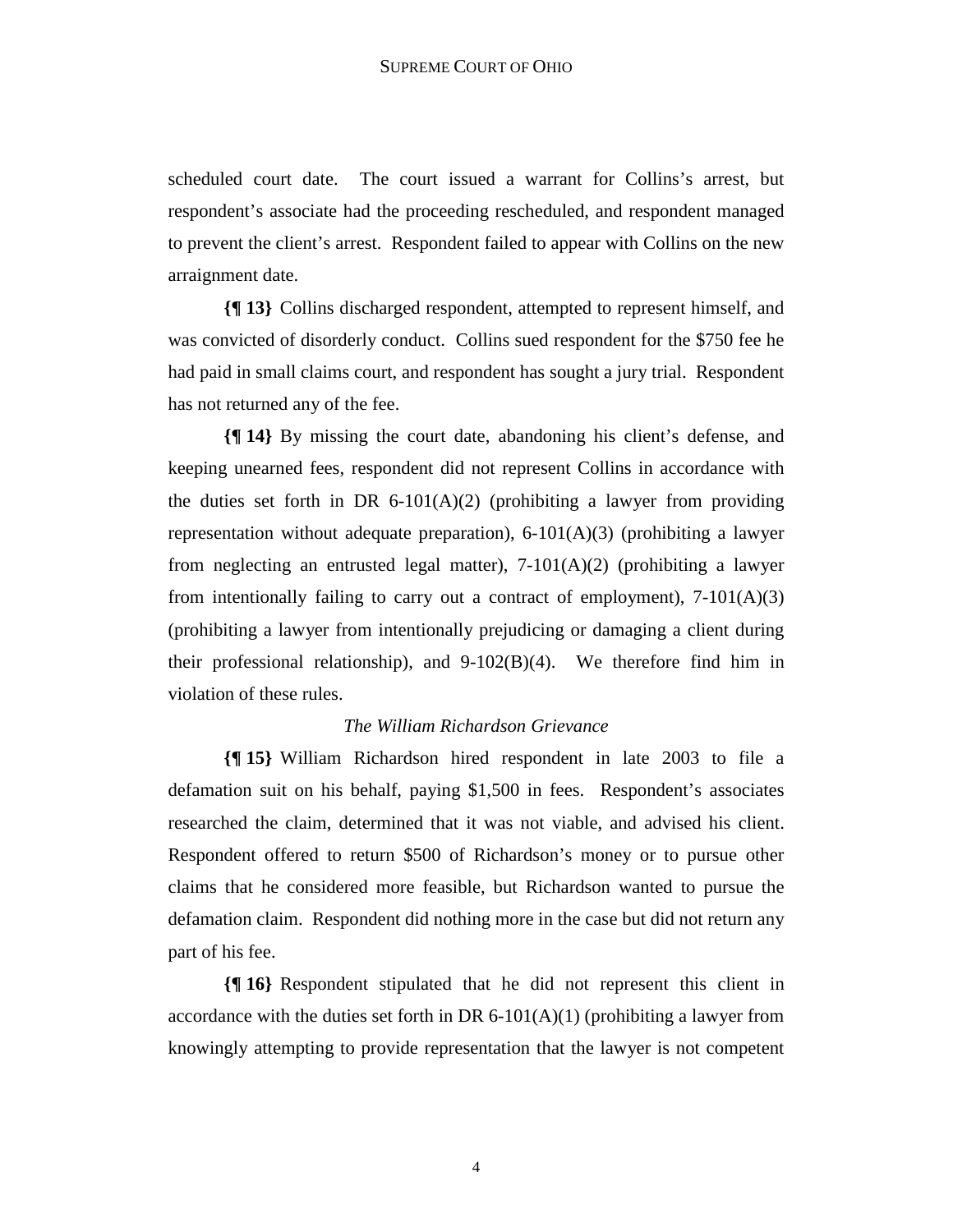scheduled court date. The court issued a warrant for Collins's arrest, but respondent's associate had the proceeding rescheduled, and respondent managed to prevent the client's arrest. Respondent failed to appear with Collins on the new arraignment date.

**{¶ 13}** Collins discharged respondent, attempted to represent himself, and was convicted of disorderly conduct. Collins sued respondent for the $750 fee he had paid in small claims court, and respondent has sought a jury trial. Respondent has not returned any of the fee.

**{¶ 14}** By missing the court date, abandoning his client's defense, and keeping unearned fees, respondent did not represent Collins in accordance with the duties set forth in DR 6-101(A)(2) (prohibiting a lawyer from providing representation without adequate preparation), 6-101(A)(3) (prohibiting a lawyer from neglecting an entrusted legal matter), 7-101(A)(2) (prohibiting a lawyer from intentionally failing to carry out a contract of employment), 7-101(A)(3) (prohibiting a lawyer from intentionally prejudicing or damaging a client during their professional relationship), and 9-102(B)(4). We therefore find him in violation of these rules.

*The William Richardson Grievance*

**{¶ 15}** William Richardson hired respondent in late 2003 to file a defamation suit on his behalf, paying $1,500 in fees. Respondent's associates researched the claim, determined that it was not viable, and advised his client. Respondent offered to return $500 of Richardson's money or to pursue other claims that he considered more feasible, but Richardson wanted to pursue the defamation claim. Respondent did nothing more in the case but did not return any part of his fee.

**{¶ 16}** Respondent stipulated that he did not represent this client in accordance with the duties set forth in DR 6-101(A)(1) (prohibiting a lawyer from knowingly attempting to provide representation that the lawyer is not competent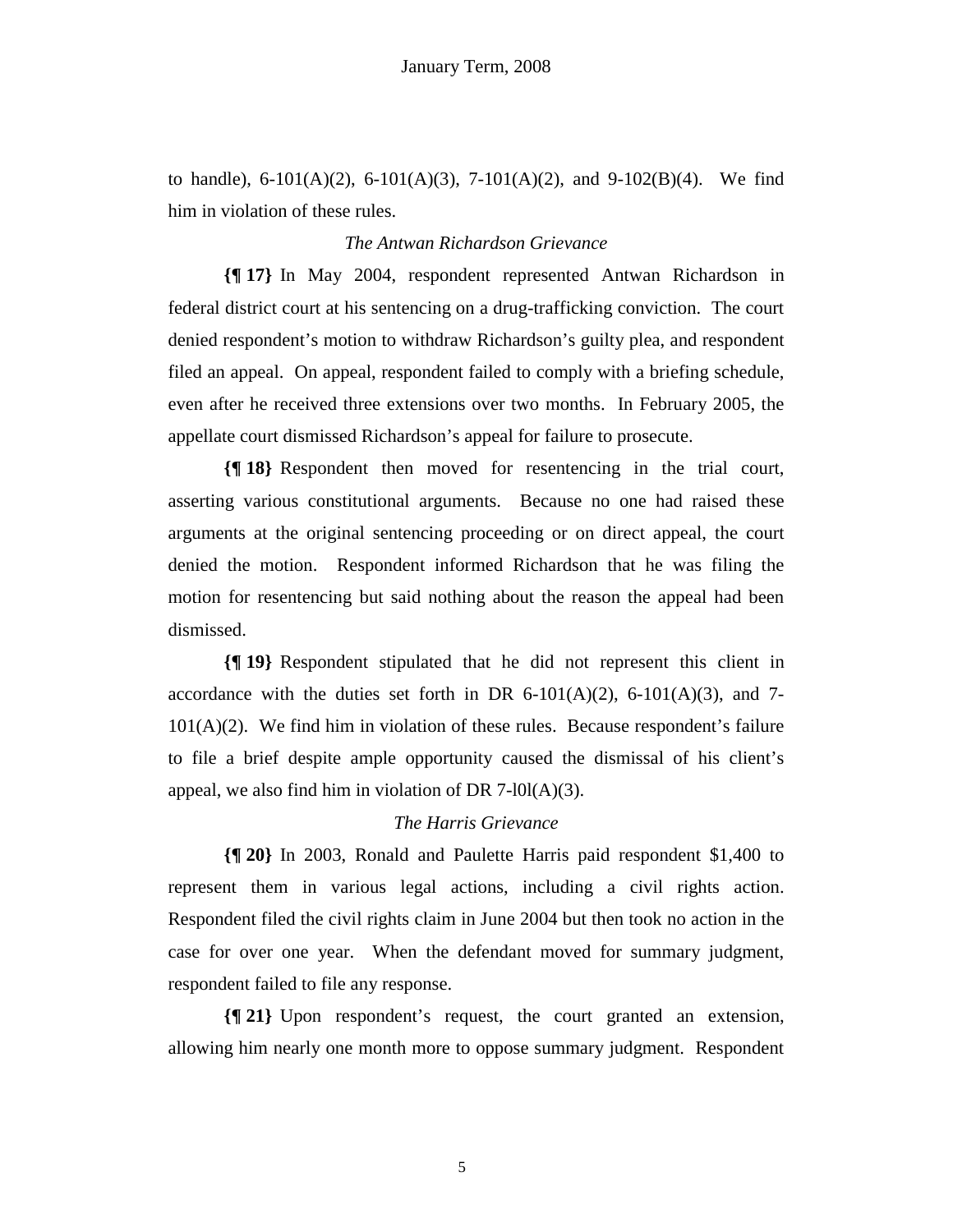to handle), 6-101(A)(2), 6-101(A)(3), 7-101(A)(2), and 9-102(B)(4). We find him in violation of these rules.

*The Antwan Richardson Grievance*

**{¶ 17}** In May 2004, respondent represented Antwan Richardson in federal district court at his sentencing on a drug-trafficking conviction. The court denied respondent's motion to withdraw Richardson's guilty plea, and respondent filed an appeal. On appeal, respondent failed to comply with a briefing schedule, even after he received three extensions over two months. In February 2005, the appellate court dismissed Richardson's appeal for failure to prosecute.

**{¶ 18}** Respondent then moved for resentencing in the trial court, asserting various constitutional arguments. Because no one had raised these arguments at the original sentencing proceeding or on direct appeal, the court denied the motion. Respondent informed Richardson that he was filing the motion for resentencing but said nothing about the reason the appeal had been dismissed.

**{¶ 19}** Respondent stipulated that he did not represent this client in accordance with the duties set forth in DR 6-101(A)(2), 6-101(A)(3), and 7-101(A)(2). We find him in violation of these rules. Because respondent's failure to file a brief despite ample opportunity caused the dismissal of his client's appeal, we also find him in violation of DR 7-l0l(A)(3).

*The Harris Grievance*

**{¶ 20}** In 2003, Ronald and Paulette Harris paid respondent $1,400 to represent them in various legal actions, including a civil rights action. Respondent filed the civil rights claim in June 2004 but then took no action in the case for over one year. When the defendant moved for summary judgment, respondent failed to file any response.

**{¶ 21}** Upon respondent's request, the court granted an extension, allowing him nearly one month more to oppose summary judgment. Respondent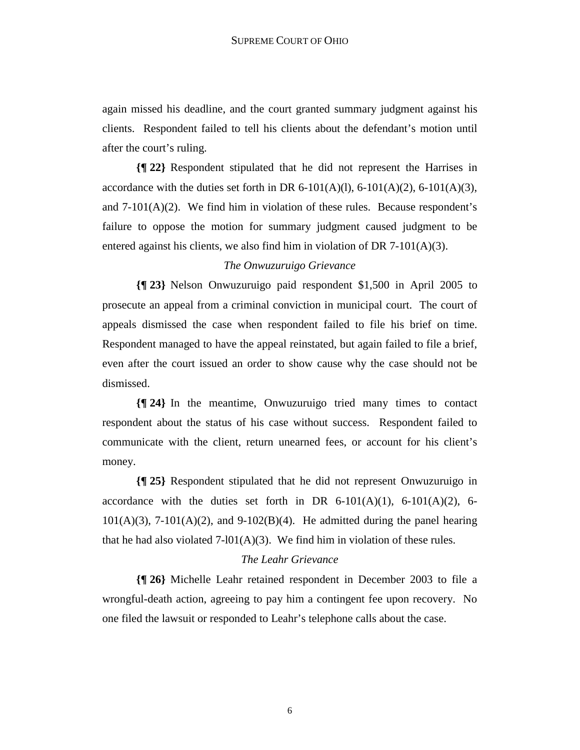again missed his deadline, and the court granted summary judgment against his clients. Respondent failed to tell his clients about the defendant's motion until after the court's ruling.

**{¶ 22}** Respondent stipulated that he did not represent the Harrises in accordance with the duties set forth in DR 6-101(A)(l), 6-101(A)(2), 6-101(A)(3), and 7-101(A)(2). We find him in violation of these rules. Because respondent's failure to oppose the motion for summary judgment caused judgment to be entered against his clients, we also find him in violation of DR 7-101(A)(3).

*The Onwuzuruigo Grievance*

**{¶ 23}** Nelson Onwuzuruigo paid respondent $1,500 in April 2005 to prosecute an appeal from a criminal conviction in municipal court. The court of appeals dismissed the case when respondent failed to file his brief on time. Respondent managed to have the appeal reinstated, but again failed to file a brief, even after the court issued an order to show cause why the case should not be dismissed.

**{¶ 24}** In the meantime, Onwuzuruigo tried many times to contact respondent about the status of his case without success. Respondent failed to communicate with the client, return unearned fees, or account for his client's money.

**{¶ 25}** Respondent stipulated that he did not represent Onwuzuruigo in accordance with the duties set forth in DR 6-101(A)(1), 6-101(A)(2), 6-101(A)(3), 7-101(A)(2), and 9-102(B)(4). He admitted during the panel hearing that he had also violated 7-l01(A)(3). We find him in violation of these rules.

*The Leahr Grievance*

**{¶ 26}** Michelle Leahr retained respondent in December 2003 to file a wrongful-death action, agreeing to pay him a contingent fee upon recovery. No one filed the lawsuit or responded to Leahr's telephone calls about the case.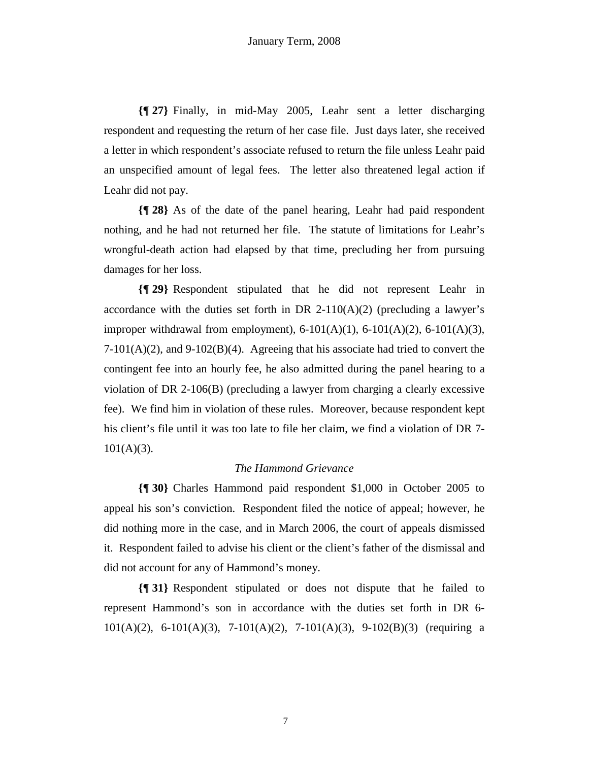**{¶ 27}** Finally, in mid-May 2005, Leahr sent a letter discharging respondent and requesting the return of her case file. Just days later, she received a letter in which respondent's associate refused to return the file unless Leahr paid an unspecified amount of legal fees. The letter also threatened legal action if Leahr did not pay.

**{¶ 28}** As of the date of the panel hearing, Leahr had paid respondent nothing, and he had not returned her file. The statute of limitations for Leahr's wrongful-death action had elapsed by that time, precluding her from pursuing damages for her loss.

**{¶ 29}** Respondent stipulated that he did not represent Leahr in accordance with the duties set forth in DR 2-110(A)(2) (precluding a lawyer's improper withdrawal from employment), 6-101(A)(1), 6-101(A)(2), 6-101(A)(3), 7-101(A)(2), and 9-102(B)(4). Agreeing that his associate had tried to convert the contingent fee into an hourly fee, he also admitted during the panel hearing to a violation of DR 2-106(B) (precluding a lawyer from charging a clearly excessive fee). We find him in violation of these rules. Moreover, because respondent kept his client's file until it was too late to file her claim, we find a violation of DR 7-101(A)(3).

*The Hammond Grievance*

**{¶ 30}** Charles Hammond paid respondent $1,000 in October 2005 to appeal his son's conviction. Respondent filed the notice of appeal; however, he did nothing more in the case, and in March 2006, the court of appeals dismissed it. Respondent failed to advise his client or the client's father of the dismissal and did not account for any of Hammond's money.

**{¶ 31}** Respondent stipulated or does not dispute that he failed to represent Hammond's son in accordance with the duties set forth in DR 6-101(A)(2), 6-101(A)(3), 7-101(A)(2), 7-101(A)(3), 9-102(B)(3) (requiring a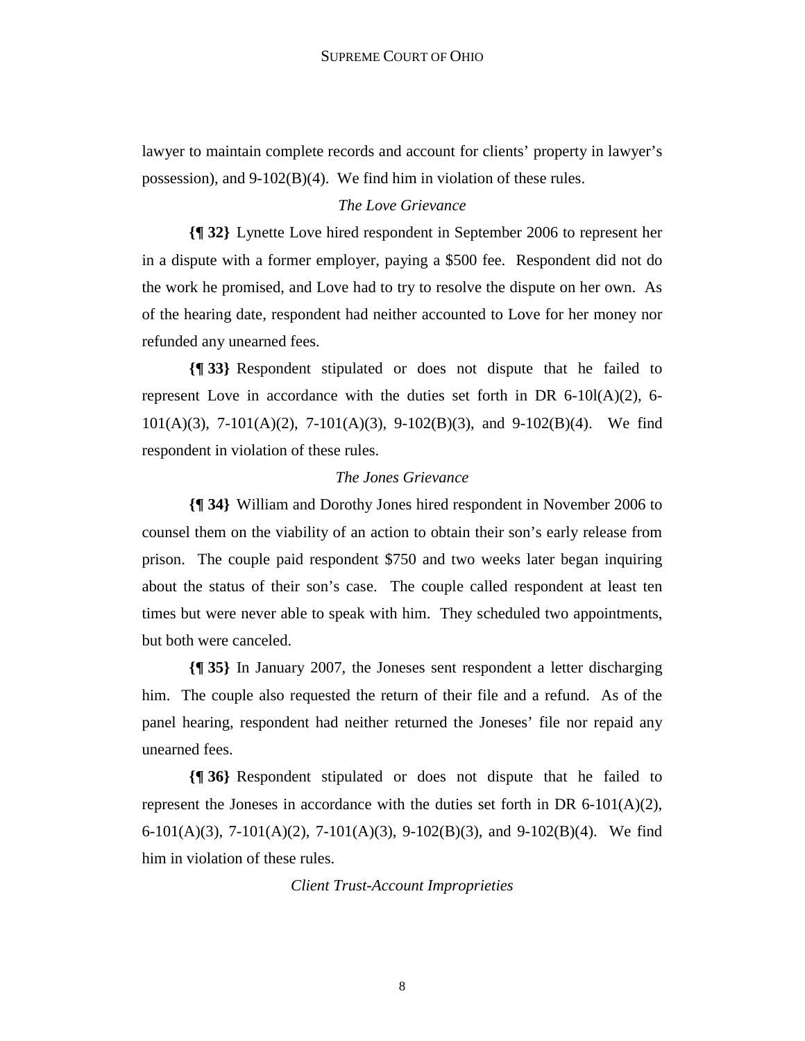lawyer to maintain complete records and account for clients' property in lawyer's possession), and 9-102(B)(4). We find him in violation of these rules.

*The Love Grievance*

**{¶ 32}** Lynette Love hired respondent in September 2006 to represent her in a dispute with a former employer, paying a $500 fee. Respondent did not do the work he promised, and Love had to try to resolve the dispute on her own. As of the hearing date, respondent had neither accounted to Love for her money nor refunded any unearned fees.

**{¶ 33}** Respondent stipulated or does not dispute that he failed to represent Love in accordance with the duties set forth in DR 6-10l(A)(2), 6-101(A)(3), 7-101(A)(2), 7-101(A)(3), 9-102(B)(3), and 9-102(B)(4). We find respondent in violation of these rules.

*The Jones Grievance*

**{¶ 34}** William and Dorothy Jones hired respondent in November 2006 to counsel them on the viability of an action to obtain their son's early release from prison. The couple paid respondent $750 and two weeks later began inquiring about the status of their son's case. The couple called respondent at least ten times but were never able to speak with him. They scheduled two appointments, but both were canceled.

**{¶ 35}** In January 2007, the Joneses sent respondent a letter discharging him. The couple also requested the return of their file and a refund. As of the panel hearing, respondent had neither returned the Joneses' file nor repaid any unearned fees.

**{¶ 36}** Respondent stipulated or does not dispute that he failed to represent the Joneses in accordance with the duties set forth in DR 6-101(A)(2), 6-101(A)(3), 7-101(A)(2), 7-101(A)(3), 9-102(B)(3), and 9-102(B)(4). We find him in violation of these rules.

*Client Trust-Account Improprieties*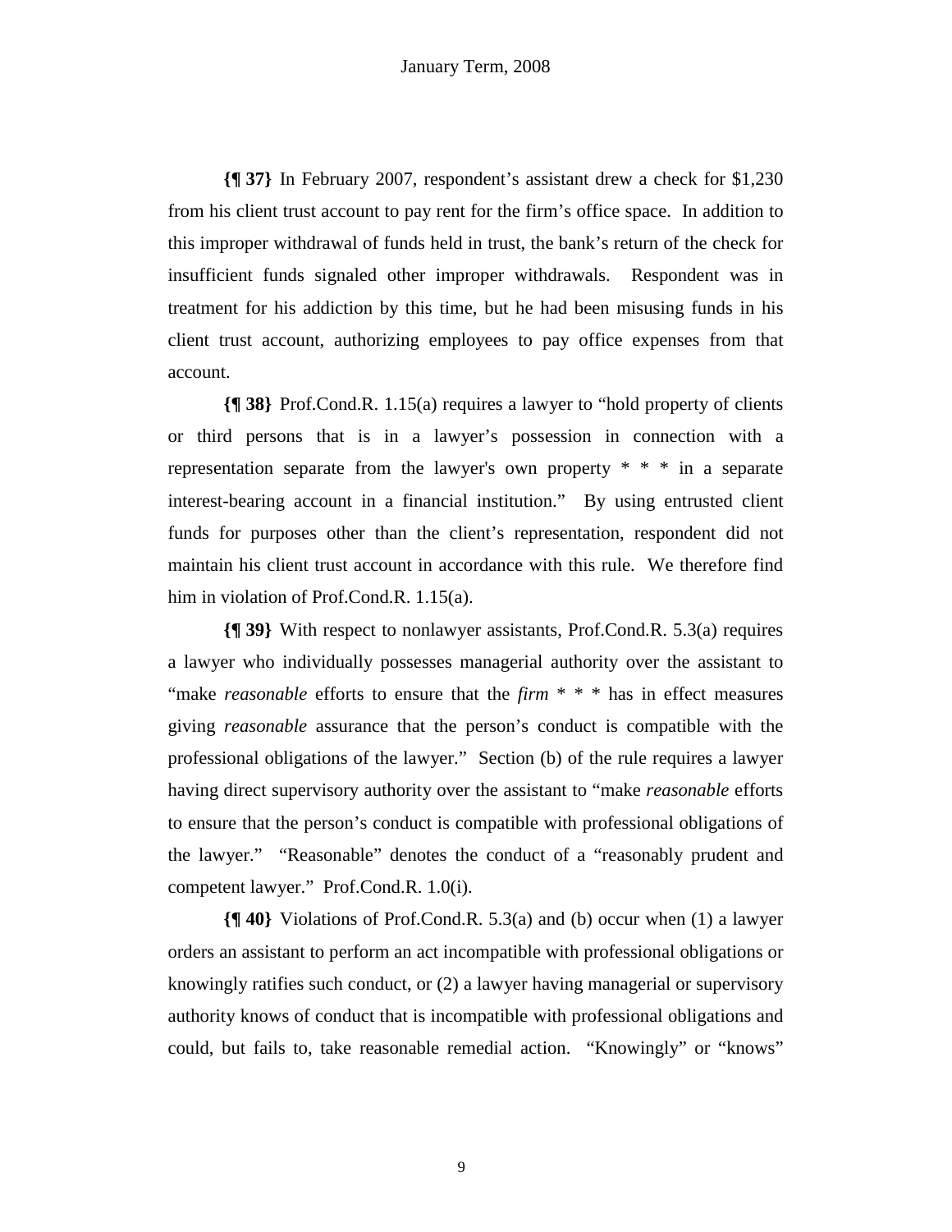**{¶ 37}** In February 2007, respondent's assistant drew a check for $1,230 from his client trust account to pay rent for the firm's office space. In addition to this improper withdrawal of funds held in trust, the bank's return of the check for insufficient funds signaled other improper withdrawals. Respondent was in treatment for his addiction by this time, but he had been misusing funds in his client trust account, authorizing employees to pay office expenses from that account.

**{¶ 38}** Prof.Cond.R. 1.15(a) requires a lawyer to "hold property of clients or third persons that is in a lawyer's possession in connection with a representation separate from the lawyer's own property * * * in a separate interest-bearing account in a financial institution." By using entrusted client funds for purposes other than the client's representation, respondent did not maintain his client trust account in accordance with this rule. We therefore find him in violation of Prof.Cond.R. 1.15(a).

**{¶ 39}** With respect to nonlawyer assistants, Prof.Cond.R. 5.3(a) requires a lawyer who individually possesses managerial authority over the assistant to "make *reasonable* efforts to ensure that the *firm* * * * has in effect measures giving *reasonable* assurance that the person's conduct is compatible with the professional obligations of the lawyer." Section (b) of the rule requires a lawyer having direct supervisory authority over the assistant to "make *reasonable* efforts to ensure that the person's conduct is compatible with professional obligations of the lawyer." "Reasonable" denotes the conduct of a "reasonably prudent and competent lawyer." Prof.Cond.R. 1.0(i).

**{¶ 40}** Violations of Prof.Cond.R. 5.3(a) and (b) occur when (1) a lawyer orders an assistant to perform an act incompatible with professional obligations or knowingly ratifies such conduct, or (2) a lawyer having managerial or supervisory authority knows of conduct that is incompatible with professional obligations and could, but fails to, take reasonable remedial action. "Knowingly" or "knows"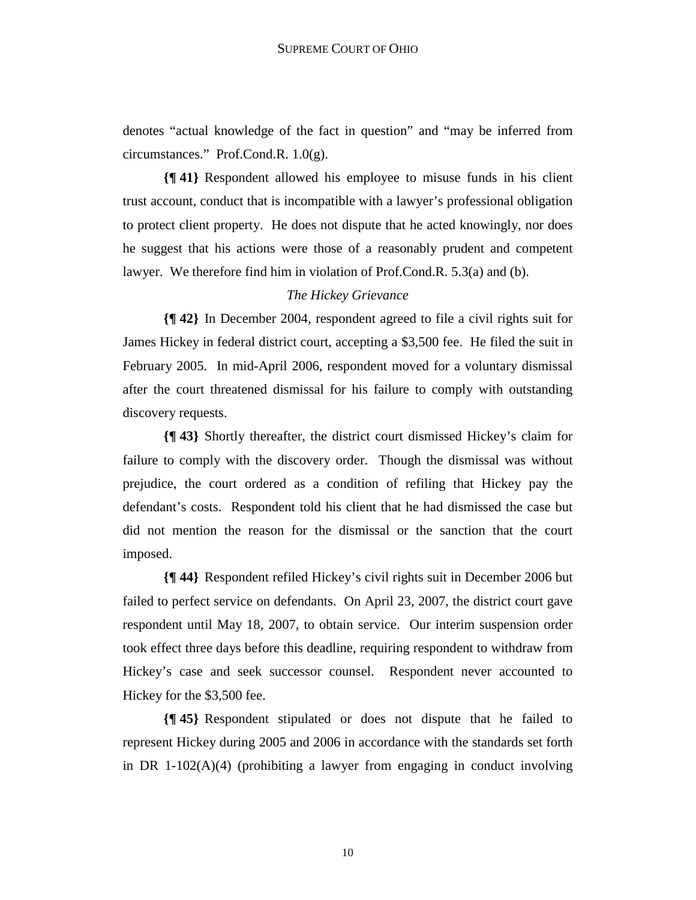denotes "actual knowledge of the fact in question" and "may be inferred from circumstances." Prof.Cond.R. 1.0(g).

**{¶ 41}** Respondent allowed his employee to misuse funds in his client trust account, conduct that is incompatible with a lawyer's professional obligation to protect client property. He does not dispute that he acted knowingly, nor does he suggest that his actions were those of a reasonably prudent and competent lawyer. We therefore find him in violation of Prof.Cond.R. 5.3(a) and (b).

*The Hickey Grievance*

**{¶ 42}** In December 2004, respondent agreed to file a civil rights suit for James Hickey in federal district court, accepting a $3,500 fee. He filed the suit in February 2005. In mid-April 2006, respondent moved for a voluntary dismissal after the court threatened dismissal for his failure to comply with outstanding discovery requests.

**{¶ 43}** Shortly thereafter, the district court dismissed Hickey's claim for failure to comply with the discovery order. Though the dismissal was without prejudice, the court ordered as a condition of refiling that Hickey pay the defendant's costs. Respondent told his client that he had dismissed the case but did not mention the reason for the dismissal or the sanction that the court imposed.

**{¶ 44}** Respondent refiled Hickey's civil rights suit in December 2006 but failed to perfect service on defendants. On April 23, 2007, the district court gave respondent until May 18, 2007, to obtain service. Our interim suspension order took effect three days before this deadline, requiring respondent to withdraw from Hickey's case and seek successor counsel. Respondent never accounted to Hickey for the $3,500 fee.

**{¶ 45}** Respondent stipulated or does not dispute that he failed to represent Hickey during 2005 and 2006 in accordance with the standards set forth in DR 1-102(A)(4) (prohibiting a lawyer from engaging in conduct involving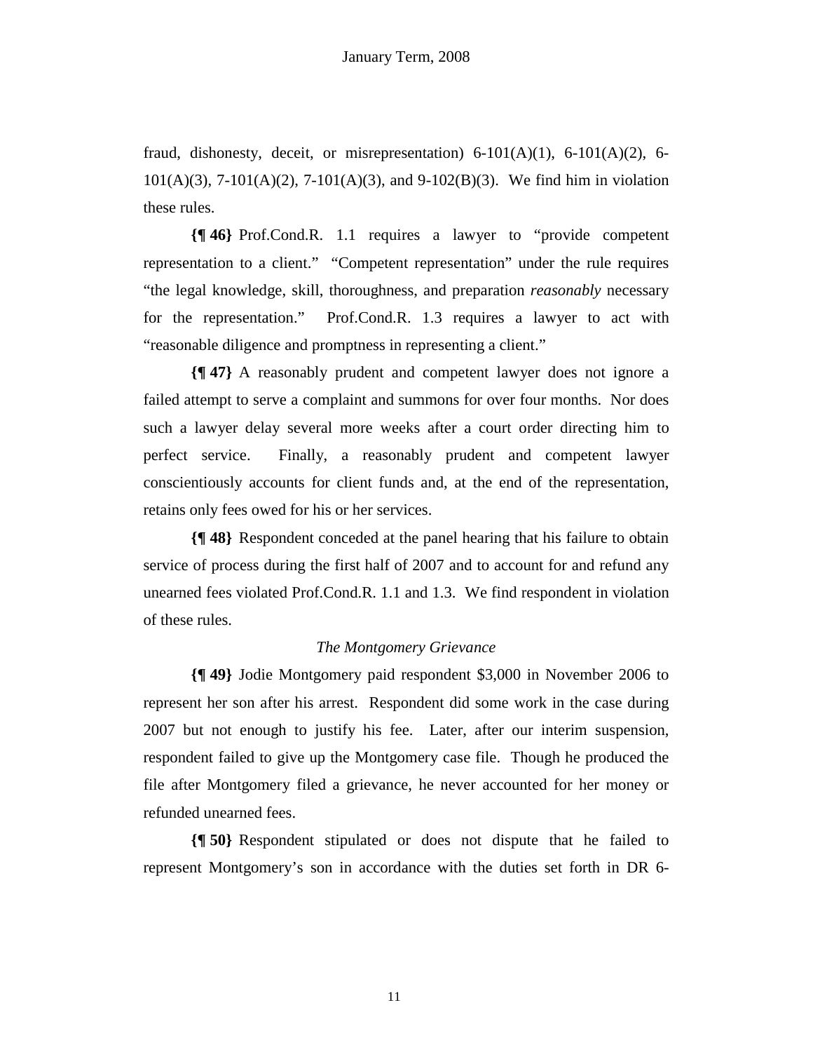fraud, dishonesty, deceit, or misrepresentation) 6-101(A)(1), 6-101(A)(2), 6-101(A)(3), 7-101(A)(2), 7-101(A)(3), and 9-102(B)(3). We find him in violation these rules.

**{¶ 46}** Prof.Cond.R. 1.1 requires a lawyer to "provide competent representation to a client." "Competent representation" under the rule requires "the legal knowledge, skill, thoroughness, and preparation *reasonably* necessary for the representation." Prof.Cond.R. 1.3 requires a lawyer to act with "reasonable diligence and promptness in representing a client."

**{¶ 47}** A reasonably prudent and competent lawyer does not ignore a failed attempt to serve a complaint and summons for over four months. Nor does such a lawyer delay several more weeks after a court order directing him to perfect service. Finally, a reasonably prudent and competent lawyer conscientiously accounts for client funds and, at the end of the representation, retains only fees owed for his or her services.

**{¶ 48}** Respondent conceded at the panel hearing that his failure to obtain service of process during the first half of 2007 and to account for and refund any unearned fees violated Prof.Cond.R. 1.1 and 1.3. We find respondent in violation of these rules.

*The Montgomery Grievance*

**{¶ 49}** Jodie Montgomery paid respondent $3,000 in November 2006 to represent her son after his arrest. Respondent did some work in the case during 2007 but not enough to justify his fee. Later, after our interim suspension, respondent failed to give up the Montgomery case file. Though he produced the file after Montgomery filed a grievance, he never accounted for her money or refunded unearned fees.

**{¶ 50}** Respondent stipulated or does not dispute that he failed to represent Montgomery's son in accordance with the duties set forth in DR 6-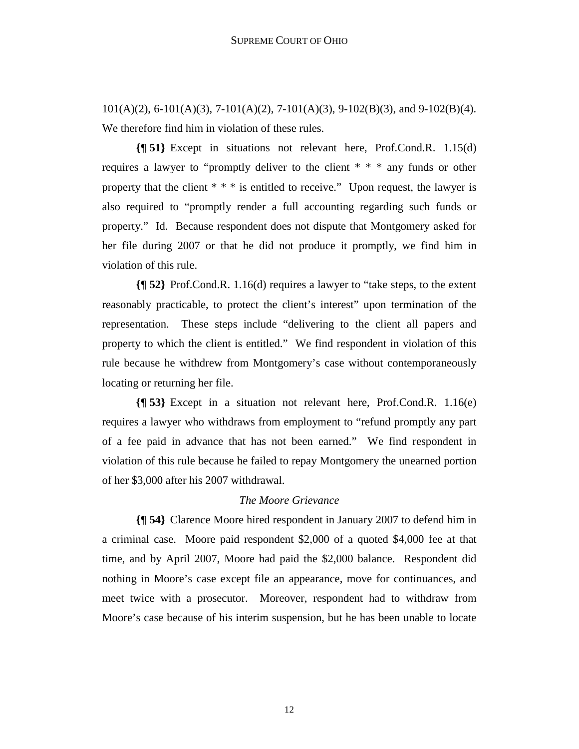101(A)(2), 6-101(A)(3), 7-101(A)(2), 7-101(A)(3), 9-102(B)(3), and 9-102(B)(4). We therefore find him in violation of these rules.

**{¶ 51}** Except in situations not relevant here, Prof.Cond.R. 1.15(d) requires a lawyer to "promptly deliver to the client * * * any funds or other property that the client * * * is entitled to receive." Upon request, the lawyer is also required to "promptly render a full accounting regarding such funds or property." Id. Because respondent does not dispute that Montgomery asked for her file during 2007 or that he did not produce it promptly, we find him in violation of this rule.

**{¶ 52}** Prof.Cond.R. 1.16(d) requires a lawyer to "take steps, to the extent reasonably practicable, to protect the client's interest" upon termination of the representation. These steps include "delivering to the client all papers and property to which the client is entitled." We find respondent in violation of this rule because he withdrew from Montgomery's case without contemporaneously locating or returning her file.

**{¶ 53}** Except in a situation not relevant here, Prof.Cond.R. 1.16(e) requires a lawyer who withdraws from employment to "refund promptly any part of a fee paid in advance that has not been earned." We find respondent in violation of this rule because he failed to repay Montgomery the unearned portion of her $3,000 after his 2007 withdrawal.

*The Moore Grievance*

**{¶ 54}** Clarence Moore hired respondent in January 2007 to defend him in a criminal case. Moore paid respondent $2,000 of a quoted $4,000 fee at that time, and by April 2007, Moore had paid the $2,000 balance. Respondent did nothing in Moore's case except file an appearance, move for continuances, and meet twice with a prosecutor. Moreover, respondent had to withdraw from Moore's case because of his interim suspension, but he has been unable to locate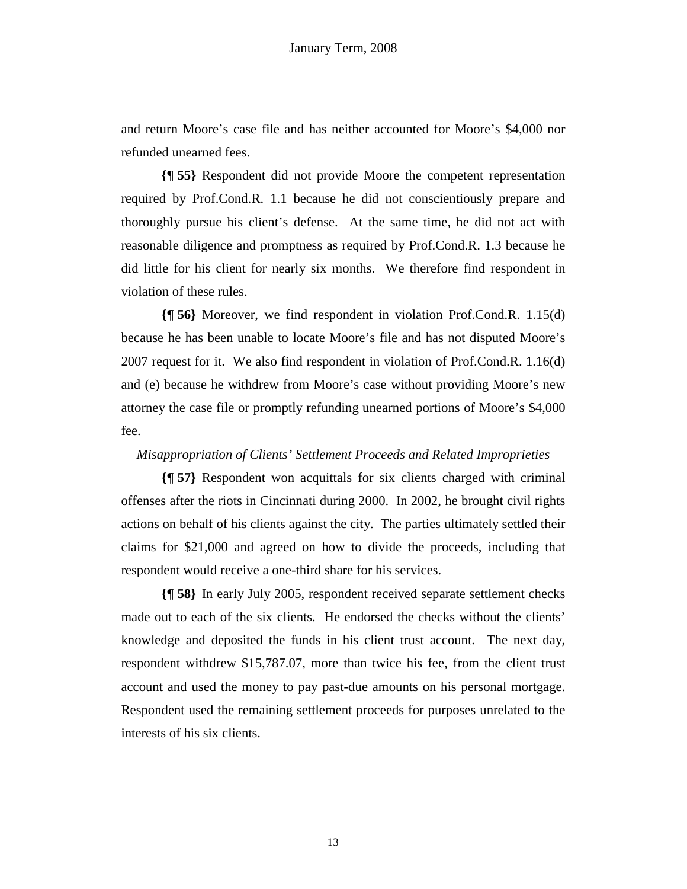and return Moore's case file and has neither accounted for Moore's $4,000 nor refunded unearned fees.

**{¶ 55}** Respondent did not provide Moore the competent representation required by Prof.Cond.R. 1.1 because he did not conscientiously prepare and thoroughly pursue his client's defense. At the same time, he did not act with reasonable diligence and promptness as required by Prof.Cond.R. 1.3 because he did little for his client for nearly six months. We therefore find respondent in violation of these rules.

**{¶ 56}** Moreover, we find respondent in violation Prof.Cond.R. 1.15(d) because he has been unable to locate Moore's file and has not disputed Moore's 2007 request for it. We also find respondent in violation of Prof.Cond.R. 1.16(d) and (e) because he withdrew from Moore's case without providing Moore's new attorney the case file or promptly refunding unearned portions of Moore's $4,000 fee.

*Misappropriation of Clients' Settlement Proceeds and Related Improprieties*

**{¶ 57}** Respondent won acquittals for six clients charged with criminal offenses after the riots in Cincinnati during 2000. In 2002, he brought civil rights actions on behalf of his clients against the city. The parties ultimately settled their claims for $21,000 and agreed on how to divide the proceeds, including that respondent would receive a one-third share for his services.

**{¶ 58}** In early July 2005, respondent received separate settlement checks made out to each of the six clients. He endorsed the checks without the clients' knowledge and deposited the funds in his client trust account. The next day, respondent withdrew $15,787.07, more than twice his fee, from the client trust account and used the money to pay past-due amounts on his personal mortgage. Respondent used the remaining settlement proceeds for purposes unrelated to the interests of his six clients.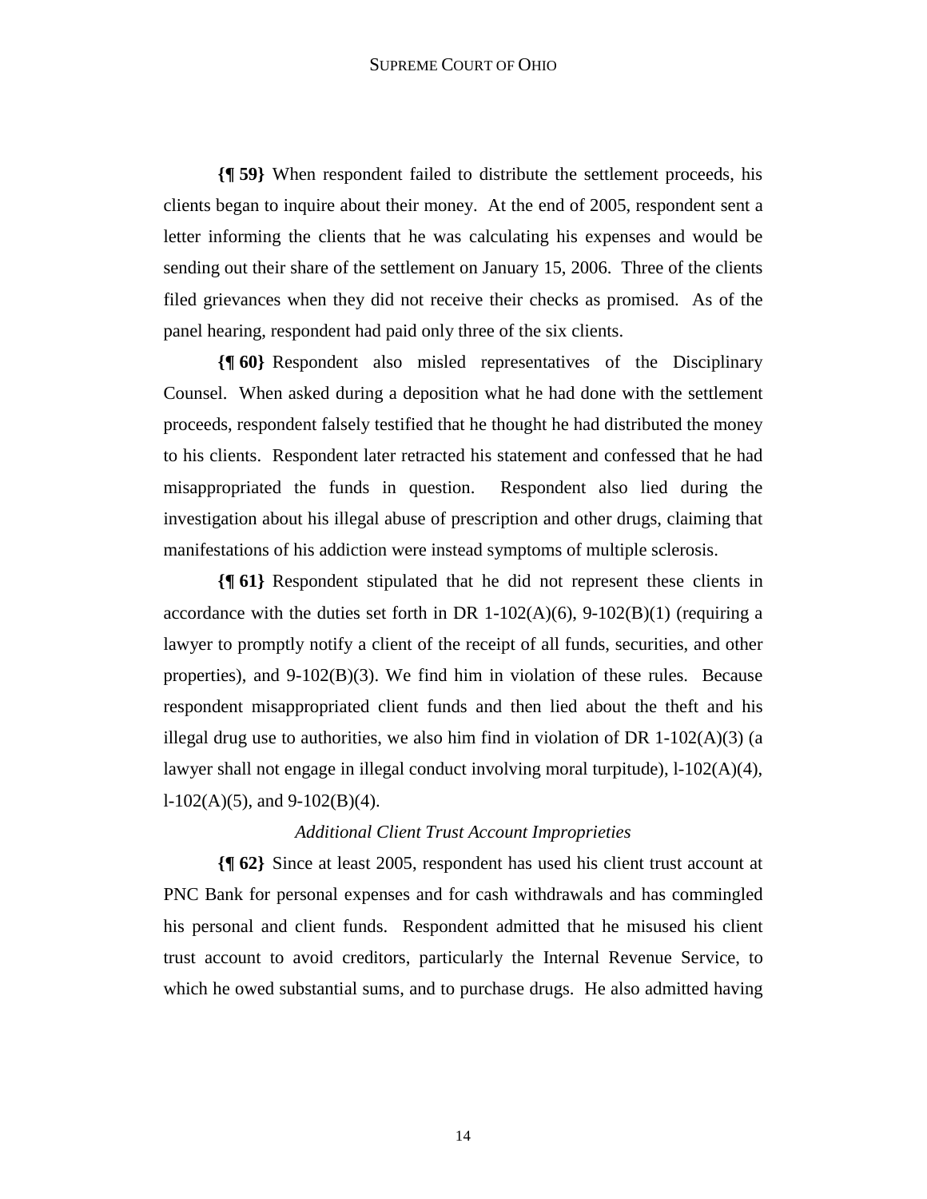**{¶ 59}** When respondent failed to distribute the settlement proceeds, his clients began to inquire about their money. At the end of 2005, respondent sent a letter informing the clients that he was calculating his expenses and would be sending out their share of the settlement on January 15, 2006. Three of the clients filed grievances when they did not receive their checks as promised. As of the panel hearing, respondent had paid only three of the six clients.

**{¶ 60}** Respondent also misled representatives of the Disciplinary Counsel. When asked during a deposition what he had done with the settlement proceeds, respondent falsely testified that he thought he had distributed the money to his clients. Respondent later retracted his statement and confessed that he had misappropriated the funds in question. Respondent also lied during the investigation about his illegal abuse of prescription and other drugs, claiming that manifestations of his addiction were instead symptoms of multiple sclerosis.

**{¶ 61}** Respondent stipulated that he did not represent these clients in accordance with the duties set forth in DR 1-102(A)(6), 9-102(B)(1) (requiring a lawyer to promptly notify a client of the receipt of all funds, securities, and other properties), and 9-102(B)(3). We find him in violation of these rules. Because respondent misappropriated client funds and then lied about the theft and his illegal drug use to authorities, we also him find in violation of DR 1-102(A)(3) (a lawyer shall not engage in illegal conduct involving moral turpitude), l-102(A)(4), l-102(A)(5), and 9-102(B)(4).

*Additional Client Trust Account Improprieties*

**{¶ 62}** Since at least 2005, respondent has used his client trust account at PNC Bank for personal expenses and for cash withdrawals and has commingled his personal and client funds. Respondent admitted that he misused his client trust account to avoid creditors, particularly the Internal Revenue Service, to which he owed substantial sums, and to purchase drugs. He also admitted having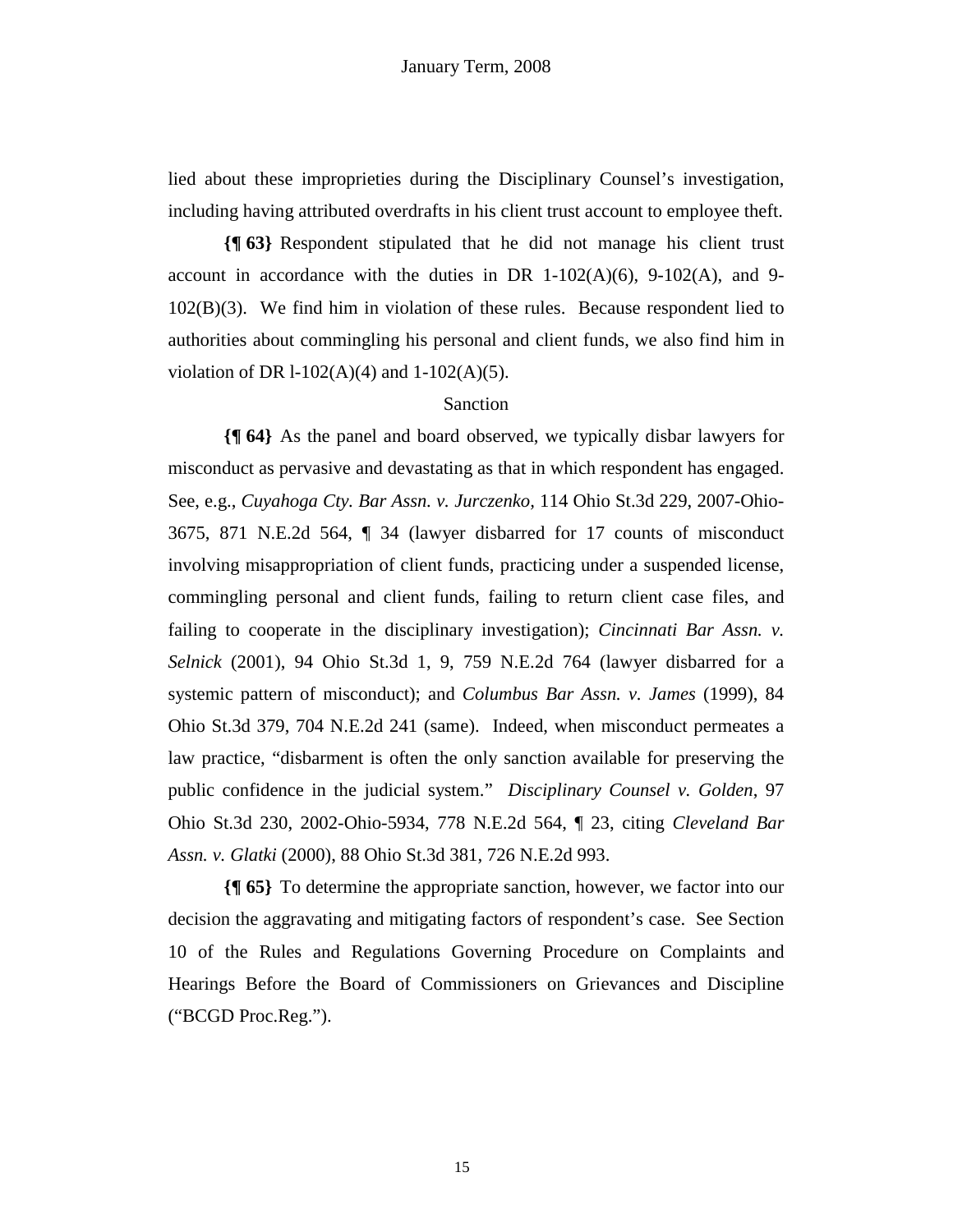lied about these improprieties during the Disciplinary Counsel's investigation, including having attributed overdrafts in his client trust account to employee theft.

**{¶ 63}** Respondent stipulated that he did not manage his client trust account in accordance with the duties in DR 1-102(A)(6), 9-102(A), and 9-102(B)(3). We find him in violation of these rules. Because respondent lied to authorities about commingling his personal and client funds, we also find him in violation of DR l-102(A)(4) and 1-102(A)(5).

Sanction

**{¶ 64}** As the panel and board observed, we typically disbar lawyers for misconduct as pervasive and devastating as that in which respondent has engaged. See, e.g., *Cuyahoga Cty. Bar Assn. v. Jurczenko,* 114 Ohio St.3d 229, 2007-Ohio-3675, 871 N.E.2d 564, ¶ 34 (lawyer disbarred for 17 counts of misconduct involving misappropriation of client funds, practicing under a suspended license, commingling personal and client funds, failing to return client case files, and failing to cooperate in the disciplinary investigation); *Cincinnati Bar Assn. v. Selnick* (2001), 94 Ohio St.3d 1, 9, 759 N.E.2d 764 (lawyer disbarred for a systemic pattern of misconduct); and *Columbus Bar Assn. v. James* (1999), 84 Ohio St.3d 379, 704 N.E.2d 241 (same). Indeed, when misconduct permeates a law practice, "disbarment is often the only sanction available for preserving the public confidence in the judicial system." *Disciplinary Counsel v. Golden*, 97 Ohio St.3d 230, 2002-Ohio-5934, 778 N.E.2d 564, ¶ 23, citing *Cleveland Bar Assn. v. Glatki* (2000), 88 Ohio St.3d 381, 726 N.E.2d 993.

**{¶ 65}** To determine the appropriate sanction, however, we factor into our decision the aggravating and mitigating factors of respondent's case. See Section 10 of the Rules and Regulations Governing Procedure on Complaints and Hearings Before the Board of Commissioners on Grievances and Discipline ("BCGD Proc.Reg.").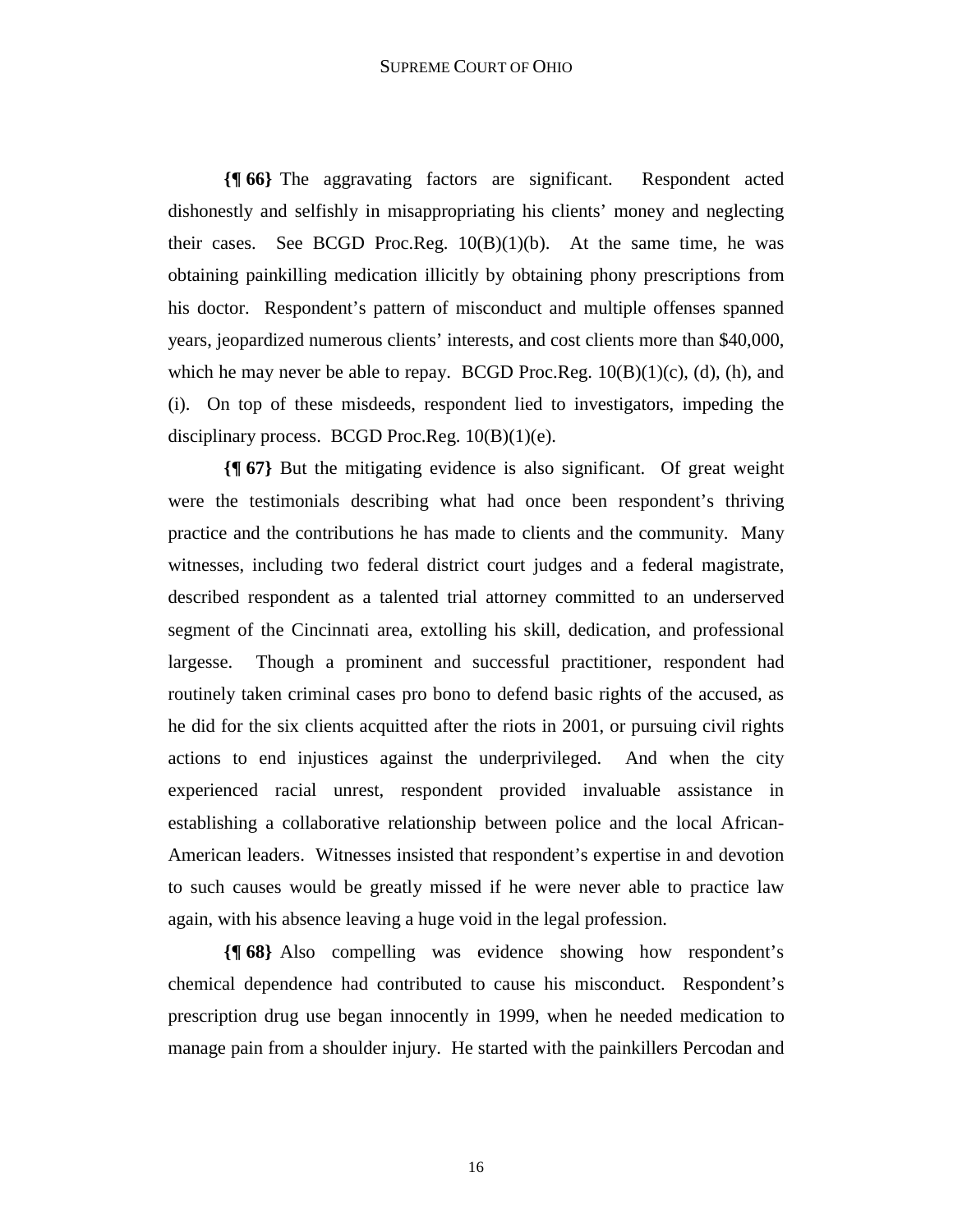**{¶ 66}** The aggravating factors are significant. Respondent acted dishonestly and selfishly in misappropriating his clients' money and neglecting their cases. See BCGD Proc.Reg. 10(B)(1)(b). At the same time, he was obtaining painkilling medication illicitly by obtaining phony prescriptions from his doctor. Respondent's pattern of misconduct and multiple offenses spanned years, jeopardized numerous clients' interests, and cost clients more than $40,000, which he may never be able to repay. BCGD Proc.Reg. 10(B)(1)(c), (d), (h), and (i). On top of these misdeeds, respondent lied to investigators, impeding the disciplinary process. BCGD Proc.Reg. 10(B)(1)(e).

**{¶ 67}** But the mitigating evidence is also significant. Of great weight were the testimonials describing what had once been respondent's thriving practice and the contributions he has made to clients and the community. Many witnesses, including two federal district court judges and a federal magistrate, described respondent as a talented trial attorney committed to an underserved segment of the Cincinnati area, extolling his skill, dedication, and professional largesse. Though a prominent and successful practitioner, respondent had routinely taken criminal cases pro bono to defend basic rights of the accused, as he did for the six clients acquitted after the riots in 2001, or pursuing civil rights actions to end injustices against the underprivileged. And when the city experienced racial unrest, respondent provided invaluable assistance in establishing a collaborative relationship between police and the local African-American leaders. Witnesses insisted that respondent's expertise in and devotion to such causes would be greatly missed if he were never able to practice law again, with his absence leaving a huge void in the legal profession.

**{¶ 68}** Also compelling was evidence showing how respondent's chemical dependence had contributed to cause his misconduct. Respondent's prescription drug use began innocently in 1999, when he needed medication to manage pain from a shoulder injury. He started with the painkillers Percodan and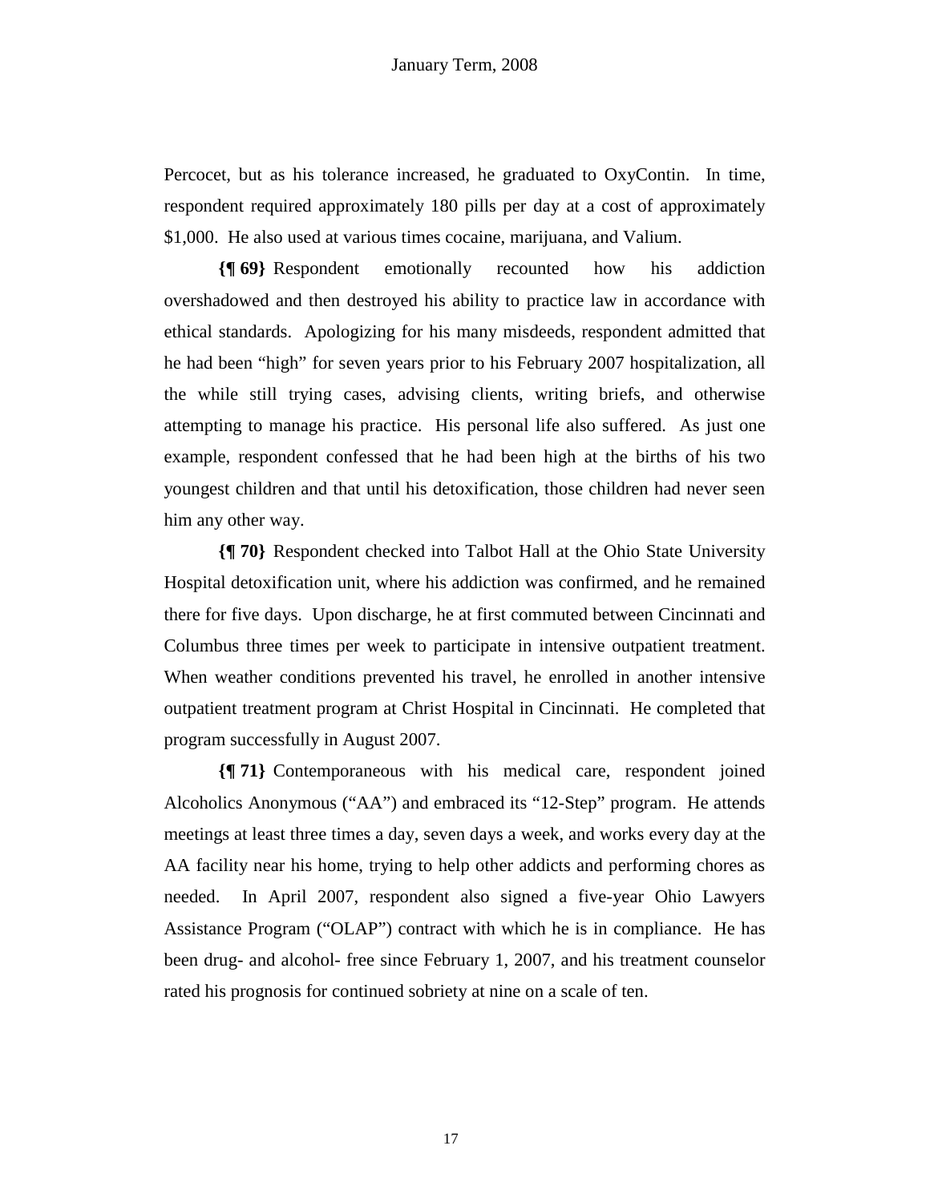Percocet, but as his tolerance increased, he graduated to OxyContin. In time, respondent required approximately 180 pills per day at a cost of approximately $1,000. He also used at various times cocaine, marijuana, and Valium.

**{¶ 69}** Respondent emotionally recounted how his addiction overshadowed and then destroyed his ability to practice law in accordance with ethical standards. Apologizing for his many misdeeds, respondent admitted that he had been "high" for seven years prior to his February 2007 hospitalization, all the while still trying cases, advising clients, writing briefs, and otherwise attempting to manage his practice. His personal life also suffered. As just one example, respondent confessed that he had been high at the births of his two youngest children and that until his detoxification, those children had never seen him any other way.

**{¶ 70}** Respondent checked into Talbot Hall at the Ohio State University Hospital detoxification unit, where his addiction was confirmed, and he remained there for five days. Upon discharge, he at first commuted between Cincinnati and Columbus three times per week to participate in intensive outpatient treatment. When weather conditions prevented his travel, he enrolled in another intensive outpatient treatment program at Christ Hospital in Cincinnati. He completed that program successfully in August 2007.

**{¶ 71}** Contemporaneous with his medical care, respondent joined Alcoholics Anonymous ("AA") and embraced its "12-Step" program. He attends meetings at least three times a day, seven days a week, and works every day at the AA facility near his home, trying to help other addicts and performing chores as needed. In April 2007, respondent also signed a five-year Ohio Lawyers Assistance Program ("OLAP") contract with which he is in compliance. He has been drug- and alcohol- free since February 1, 2007, and his treatment counselor rated his prognosis for continued sobriety at nine on a scale of ten.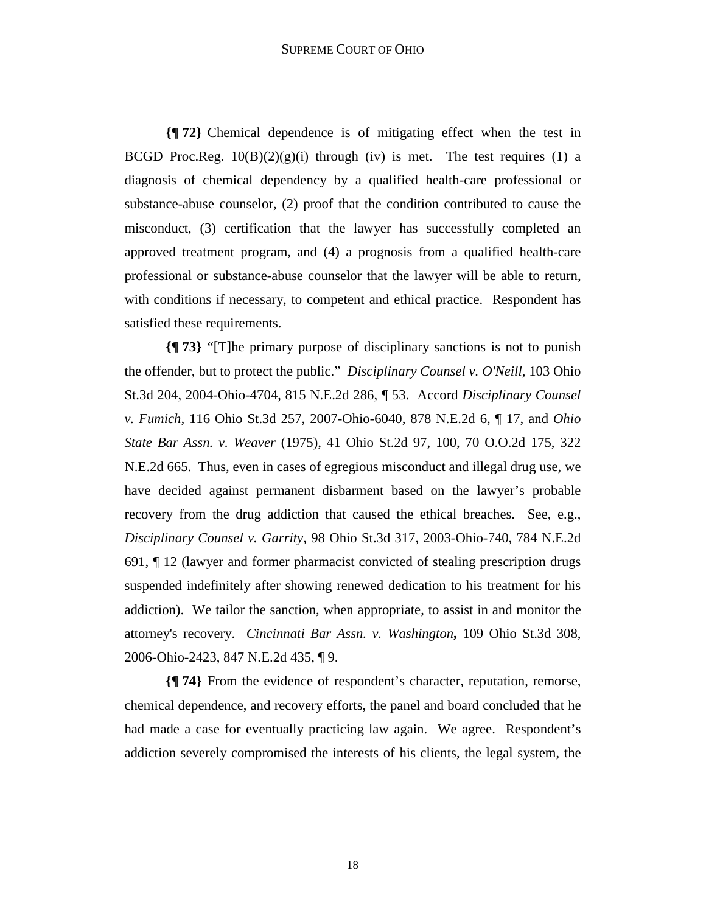**{¶ 72}** Chemical dependence is of mitigating effect when the test in BCGD Proc.Reg. 10(B)(2)(g)(i) through (iv) is met. The test requires (1) a diagnosis of chemical dependency by a qualified health-care professional or substance-abuse counselor, (2) proof that the condition contributed to cause the misconduct, (3) certification that the lawyer has successfully completed an approved treatment program, and (4) a prognosis from a qualified health-care professional or substance-abuse counselor that the lawyer will be able to return, with conditions if necessary, to competent and ethical practice. Respondent has satisfied these requirements.

**{¶ 73}** "[T]he primary purpose of disciplinary sanctions is not to punish the offender, but to protect the public." *Disciplinary Counsel v. O'Neill,* 103 Ohio St.3d 204, 2004-Ohio-4704, 815 N.E.2d 286, ¶ 53. Accord *Disciplinary Counsel v. Fumich,* 116 Ohio St.3d 257, 2007-Ohio-6040, 878 N.E.2d 6, ¶ 17, and *Ohio State Bar Assn. v. Weaver* (1975), 41 Ohio St.2d 97, 100, 70 O.O.2d 175, 322 N.E.2d 665. Thus, even in cases of egregious misconduct and illegal drug use, we have decided against permanent disbarment based on the lawyer's probable recovery from the drug addiction that caused the ethical breaches. See, e.g., *Disciplinary Counsel v. Garrity,* 98 Ohio St.3d 317, 2003-Ohio-740, 784 N.E.2d 691, ¶ 12 (lawyer and former pharmacist convicted of stealing prescription drugs suspended indefinitely after showing renewed dedication to his treatment for his addiction). We tailor the sanction, when appropriate, to assist in and monitor the attorney's recovery. *Cincinnati Bar Assn. v. Washington***,** 109 Ohio St.3d 308, 2006-Ohio-2423, 847 N.E.2d 435, ¶ 9.

**{¶ 74}** From the evidence of respondent's character, reputation, remorse, chemical dependence, and recovery efforts, the panel and board concluded that he had made a case for eventually practicing law again. We agree. Respondent's addiction severely compromised the interests of his clients, the legal system, the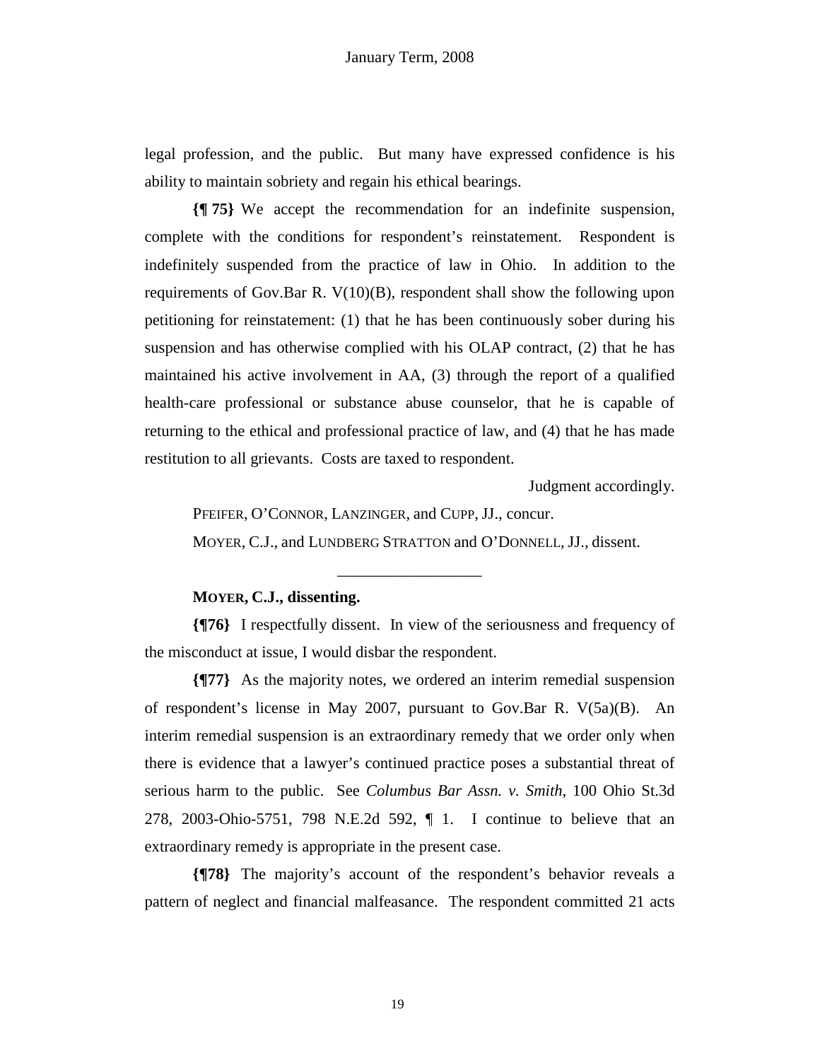legal profession, and the public. But many have expressed confidence is his ability to maintain sobriety and regain his ethical bearings.

**{¶ 75}** We accept the recommendation for an indefinite suspension, complete with the conditions for respondent's reinstatement. Respondent is indefinitely suspended from the practice of law in Ohio. In addition to the requirements of Gov.Bar R. V(10)(B), respondent shall show the following upon petitioning for reinstatement: (1) that he has been continuously sober during his suspension and has otherwise complied with his OLAP contract, (2) that he has maintained his active involvement in AA, (3) through the report of a qualified health-care professional or substance abuse counselor, that he is capable of returning to the ethical and professional practice of law, and (4) that he has made restitution to all grievants. Costs are taxed to respondent.

Judgment accordingly.

PFEIFER, O'CONNOR, LANZINGER, and CUPP, JJ., concur.

MOYER, C.J., and LUNDBERG STRATTON and O'DONNELL, JJ., dissent.

---

**MOYER, C.J., dissenting.**

**{¶76}** I respectfully dissent. In view of the seriousness and frequency of the misconduct at issue, I would disbar the respondent.

**{¶77}** As the majority notes, we ordered an interim remedial suspension of respondent's license in May 2007, pursuant to Gov.Bar R. V(5a)(B). An interim remedial suspension is an extraordinary remedy that we order only when there is evidence that a lawyer's continued practice poses a substantial threat of serious harm to the public. See *Columbus Bar Assn. v. Smith*, 100 Ohio St.3d 278, 2003-Ohio-5751, 798 N.E.2d 592, ¶ 1. I continue to believe that an extraordinary remedy is appropriate in the present case.

**{¶78}** The majority's account of the respondent's behavior reveals a pattern of neglect and financial malfeasance. The respondent committed 21 acts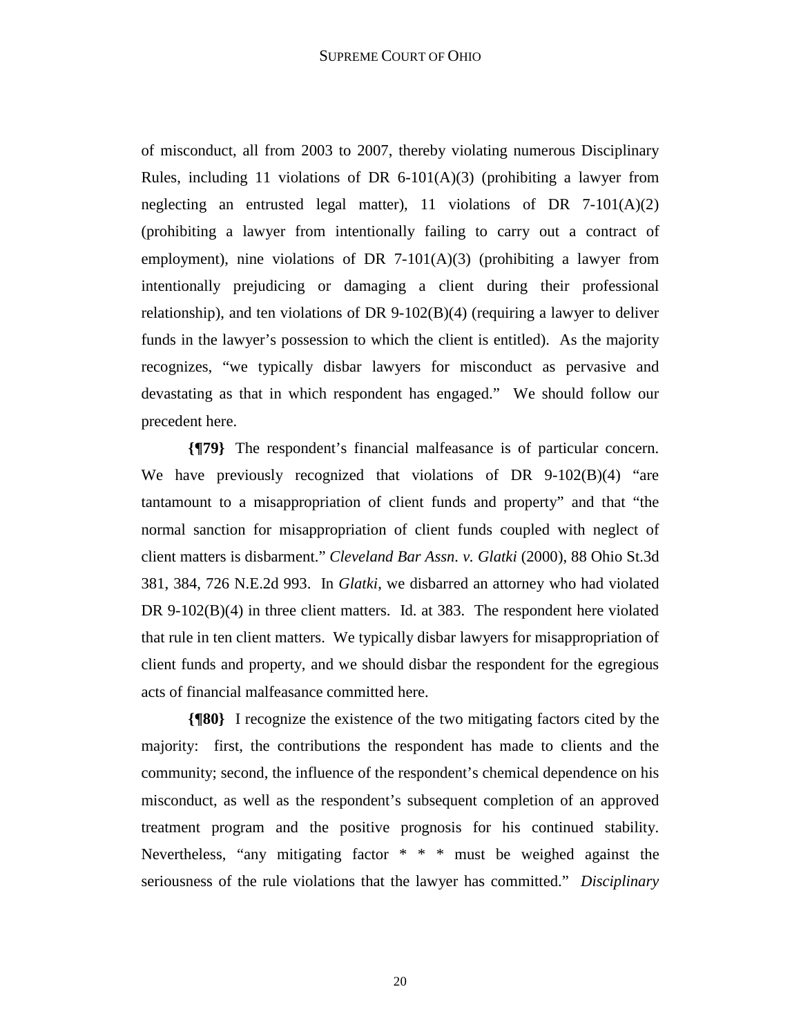of misconduct, all from 2003 to 2007, thereby violating numerous Disciplinary Rules, including 11 violations of DR 6-101(A)(3) (prohibiting a lawyer from neglecting an entrusted legal matter), 11 violations of DR 7-101(A)(2) (prohibiting a lawyer from intentionally failing to carry out a contract of employment), nine violations of DR 7-101(A)(3) (prohibiting a lawyer from intentionally prejudicing or damaging a client during their professional relationship), and ten violations of DR 9-102(B)(4) (requiring a lawyer to deliver funds in the lawyer's possession to which the client is entitled). As the majority recognizes, "we typically disbar lawyers for misconduct as pervasive and devastating as that in which respondent has engaged." We should follow our precedent here.

**{¶79}** The respondent's financial malfeasance is of particular concern. We have previously recognized that violations of DR 9-102(B)(4) "are tantamount to a misappropriation of client funds and property" and that "the normal sanction for misappropriation of client funds coupled with neglect of client matters is disbarment." *Cleveland Bar Assn. v. Glatki* (2000), 88 Ohio St.3d 381, 384, 726 N.E.2d 993. In *Glatki*, we disbarred an attorney who had violated DR 9-102(B)(4) in three client matters. Id. at 383. The respondent here violated that rule in ten client matters. We typically disbar lawyers for misappropriation of client funds and property, and we should disbar the respondent for the egregious acts of financial malfeasance committed here.

**{¶80}** I recognize the existence of the two mitigating factors cited by the majority: first, the contributions the respondent has made to clients and the community; second, the influence of the respondent's chemical dependence on his misconduct, as well as the respondent's subsequent completion of an approved treatment program and the positive prognosis for his continued stability. Nevertheless, "any mitigating factor * * * must be weighed against the seriousness of the rule violations that the lawyer has committed." *Disciplinary*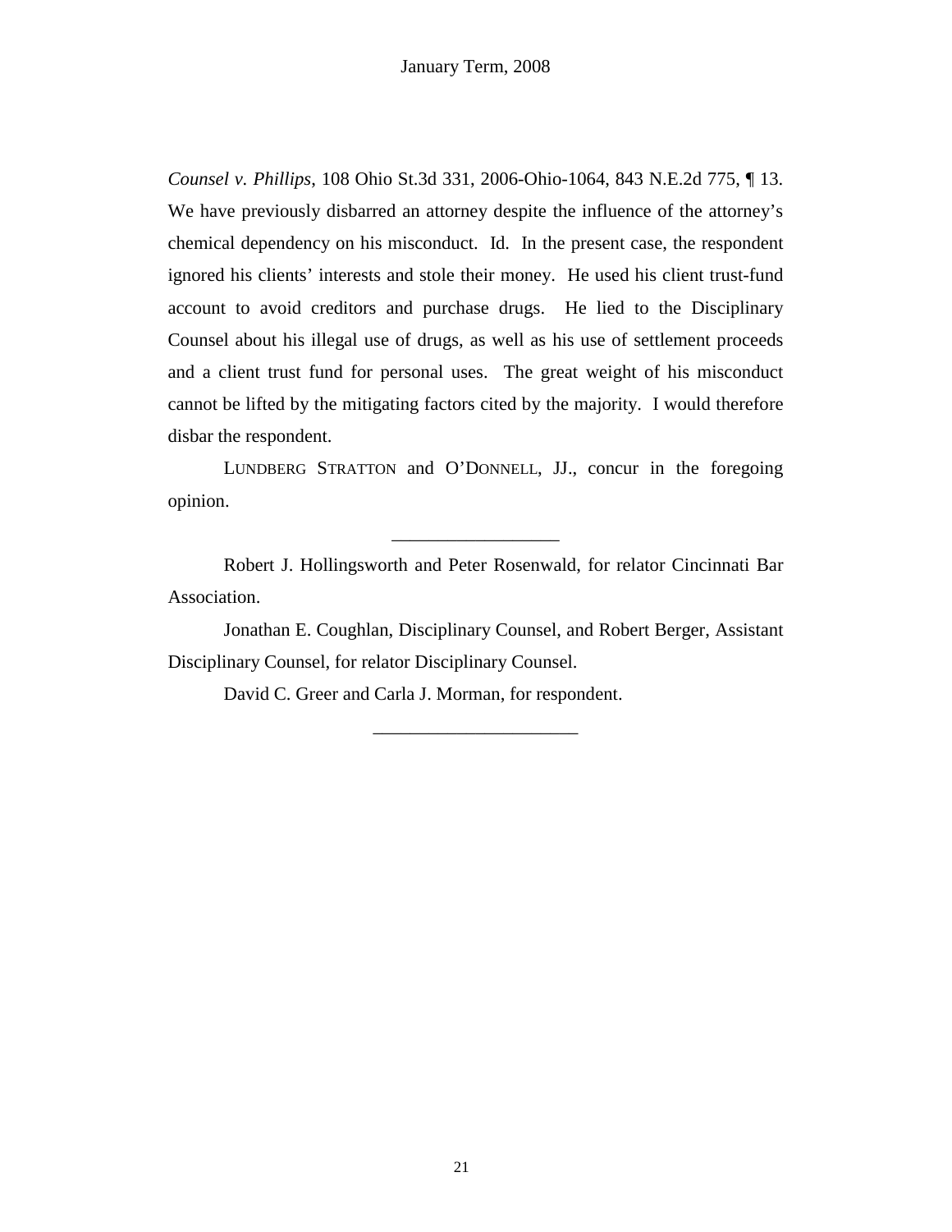*Counsel v. Phillips*, 108 Ohio St.3d 331, 2006-Ohio-1064, 843 N.E.2d 775, ¶ 13. We have previously disbarred an attorney despite the influence of the attorney's chemical dependency on his misconduct. Id. In the present case, the respondent ignored his clients' interests and stole their money. He used his client trust-fund account to avoid creditors and purchase drugs. He lied to the Disciplinary Counsel about his illegal use of drugs, as well as his use of settlement proceeds and a client trust fund for personal uses. The great weight of his misconduct cannot be lifted by the mitigating factors cited by the majority. I would therefore disbar the respondent.

LUNDBERG STRATTON and O'DONNELL, JJ., concur in the foregoing opinion.

---

Robert J. Hollingsworth and Peter Rosenwald, for relator Cincinnati Bar Association.

Jonathan E. Coughlan, Disciplinary Counsel, and Robert Berger, Assistant Disciplinary Counsel, for relator Disciplinary Counsel.

David C. Greer and Carla J. Morman, for respondent.

---